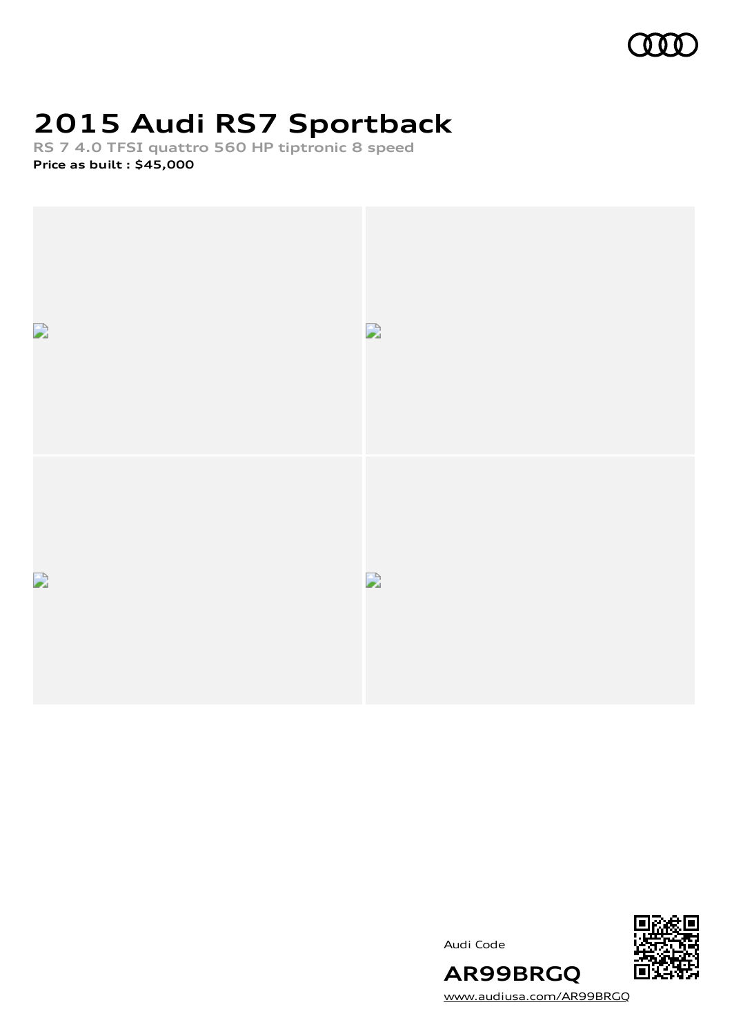# 2015 Audi RS7 Sportback

RS 7 4.0 TFSI quattro 560 HP tiptronic 8 speed

**Price as built : $45,000**

Audi Code

**AR99BRGQ**

www.audiusa.com/AR99BRGQ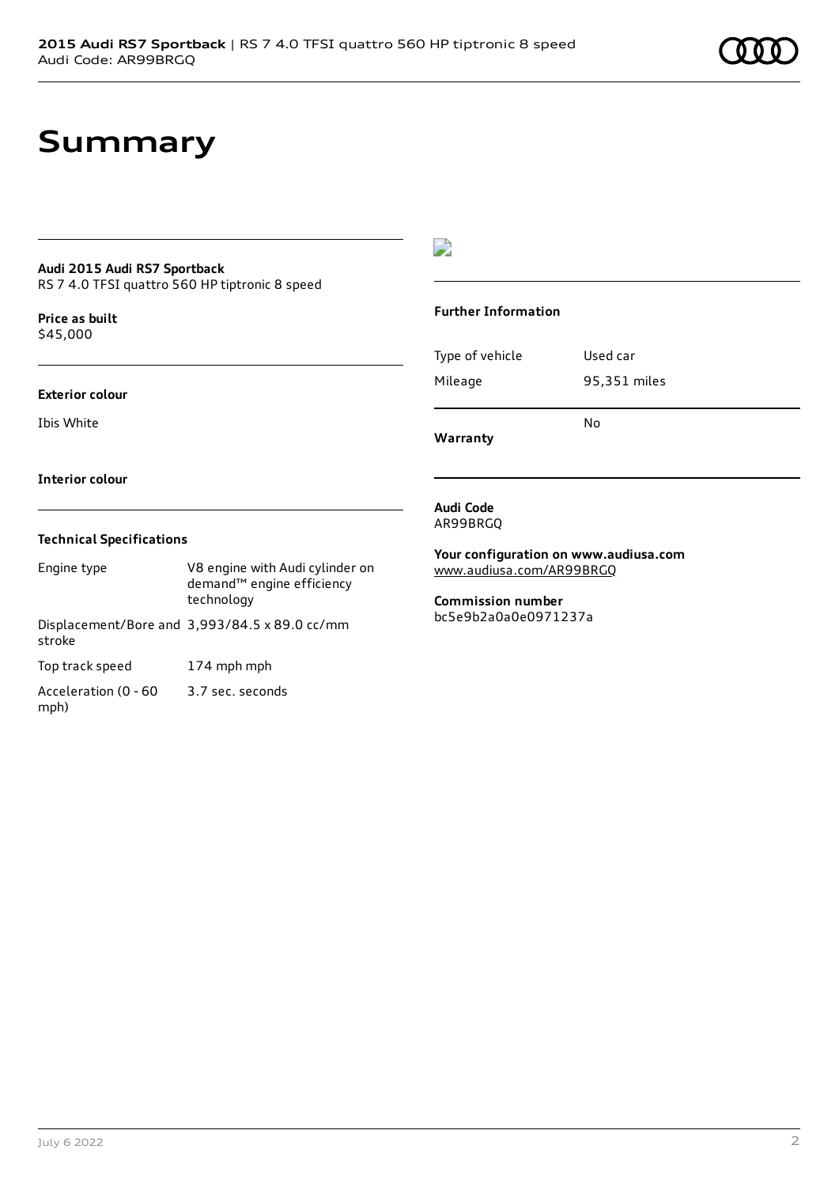# Summary

**Audi 2015 Audi RS7 Sportback**
RS 7 4.0 TFSI quattro 560 HP tiptronic 8 speed

**Price as built**
$45,000

**Exterior colour**

Ibis White

**Interior colour**

### Technical Specifications

| | |
|---|---|
| Engine type | V8 engine with Audi cylinder on demand™ engine efficiency technology |
| Displacement/Bore and stroke | 3,993/84.5 x 89.0 cc/mm |
| Top track speed | 174 mph mph |
| Acceleration (0 - 60 mph) | 3.7 sec. seconds |

### Further Information

| | |
|---|---|
| Type of vehicle | Used car |
| Mileage | 95,351 miles |
| **Warranty** | No |

**Audi Code**
AR99BRGQ

**Your configuration on www.audiusa.com**
www.audiusa.com/AR99BRGQ

**Commission number**
bc5e9b2a0a0e0971237a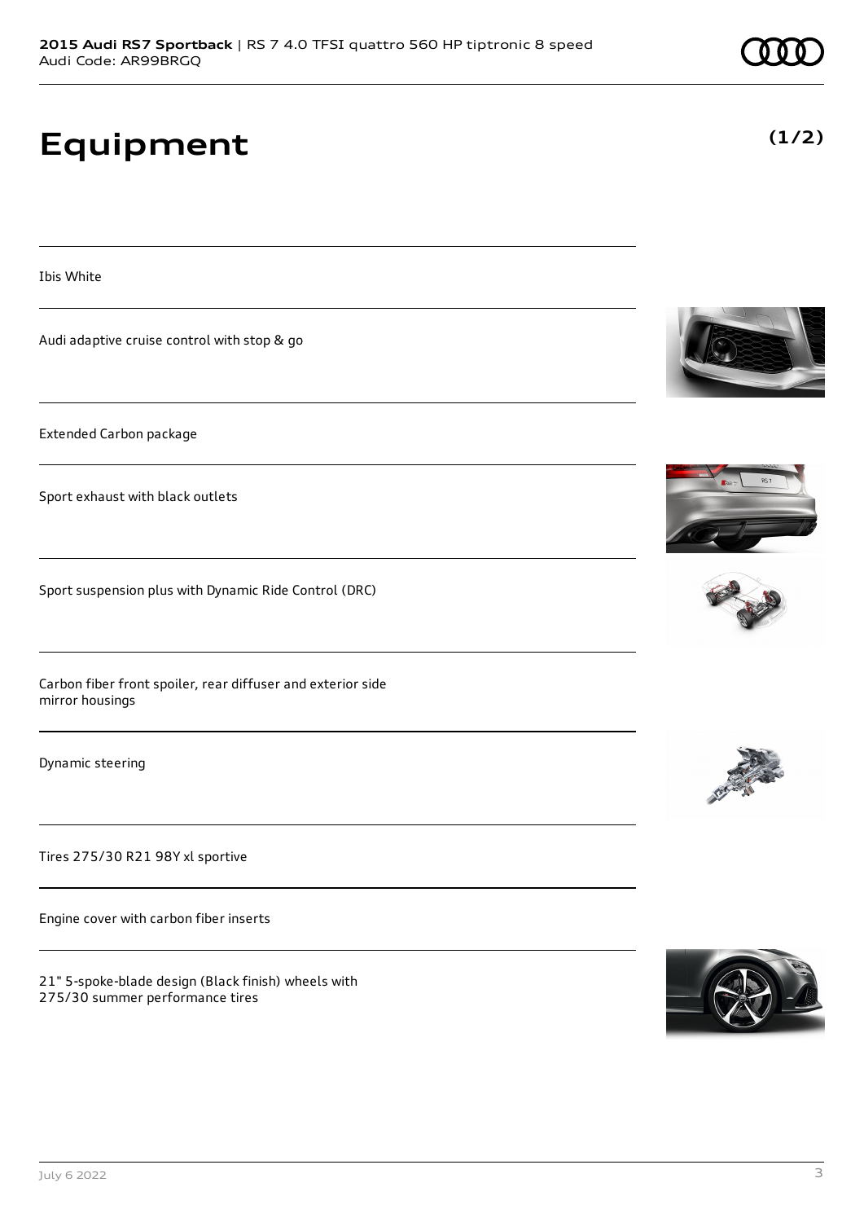# Equipment

**(1/2)**

Ibis White

Audi adaptive cruise control with stop & go

Extended Carbon package

Sport exhaust with black outlets

Sport suspension plus with Dynamic Ride Control (DRC)

Carbon fiber front spoiler, rear diffuser and exterior side mirror housings

Dynamic steering

Tires 275/30 R21 98Y xl sportive

Engine cover with carbon fiber inserts

21" 5-spoke-blade design (Black finish) wheels with 275/30 summer performance tires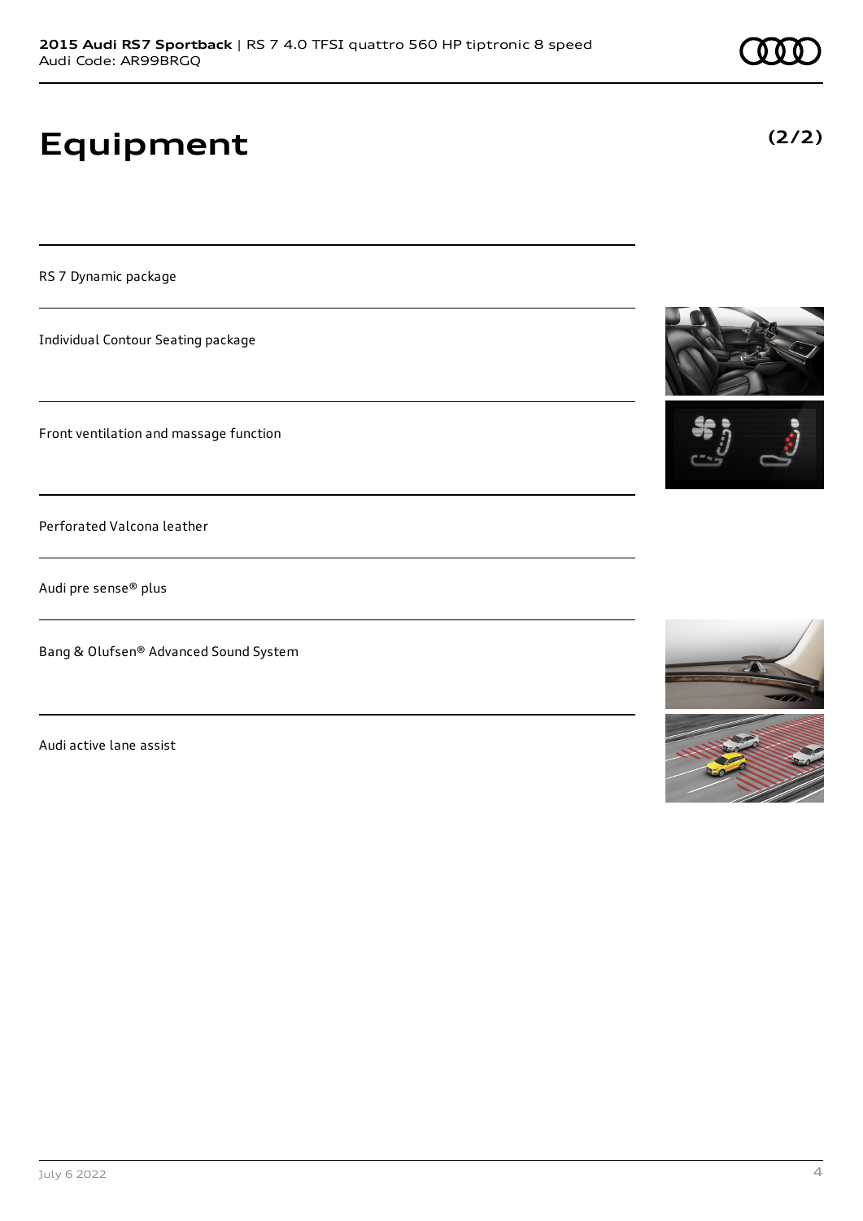# Equipment

**(2/2)**

RS 7 Dynamic package

Individual Contour Seating package

Front ventilation and massage function

Perforated Valcona leather

Audi pre sense® plus

Bang & Olufsen® Advanced Sound System

Audi active lane assist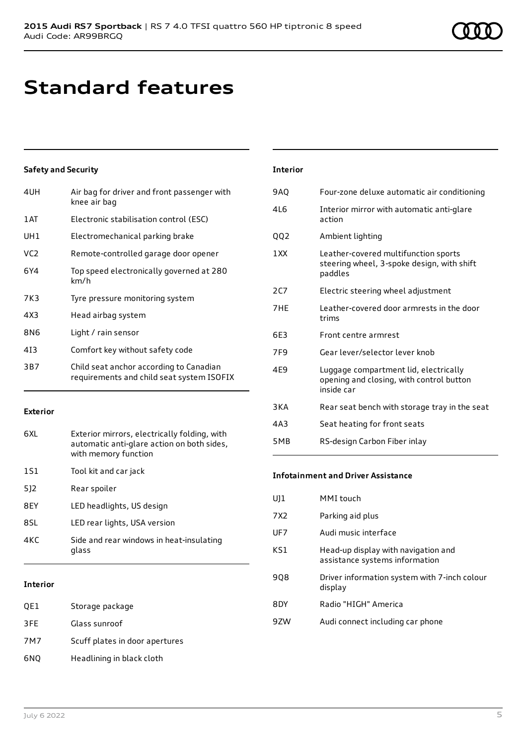# Standard features

### Safety and Security

| | |
|---|---|
| 4UH | Air bag for driver and front passenger with knee air bag |
| 1AT | Electronic stabilisation control (ESC) |
| UH1 | Electromechanical parking brake |
| VC2 | Remote-controlled garage door opener |
| 6Y4 | Top speed electronically governed at 280 km/h |
| 7K3 | Tyre pressure monitoring system |
| 4X3 | Head airbag system |
| 8N6 | Light / rain sensor |
| 4I3 | Comfort key without safety code |
| 3B7 | Child seat anchor according to Canadian requirements and child seat system ISOFIX |

### Exterior

| | |
|---|---|
| 6XL | Exterior mirrors, electrically folding, with automatic anti-glare action on both sides, with memory function |
| 1S1 | Tool kit and car jack |
| 5J2 | Rear spoiler |
| 8EY | LED headlights, US design |
| 8SL | LED rear lights, USA version |
| 4KC | Side and rear windows in heat-insulating glass |

### Interior

| | |
|---|---|
| QE1 | Storage package |
| 3FE | Glass sunroof |
| 7M7 | Scuff plates in door apertures |
| 6NQ | Headlining in black cloth |

### Interior

| | |
|---|---|
| 9AQ | Four-zone deluxe automatic air conditioning |
| 4L6 | Interior mirror with automatic anti-glare action |
| QQ2 | Ambient lighting |
| 1XX | Leather-covered multifunction sports steering wheel, 3-spoke design, with shift paddles |
| 2C7 | Electric steering wheel adjustment |
| 7HE | Leather-covered door armrests in the door trims |
| 6E3 | Front centre armrest |
| 7F9 | Gear lever/selector lever knob |
| 4E9 | Luggage compartment lid, electrically opening and closing, with control button inside car |
| 3KA | Rear seat bench with storage tray in the seat |
| 4A3 | Seat heating for front seats |
| 5MB | RS-design Carbon Fiber inlay |

### Infotainment and Driver Assistance

| | |
|---|---|
| UJ1 | MMI touch |
| 7X2 | Parking aid plus |
| UF7 | Audi music interface |
| KS1 | Head-up display with navigation and assistance systems information |
| 9Q8 | Driver information system with 7-inch colour display |
| 8DY | Radio "HIGH" America |
| 9ZW | Audi connect including car phone |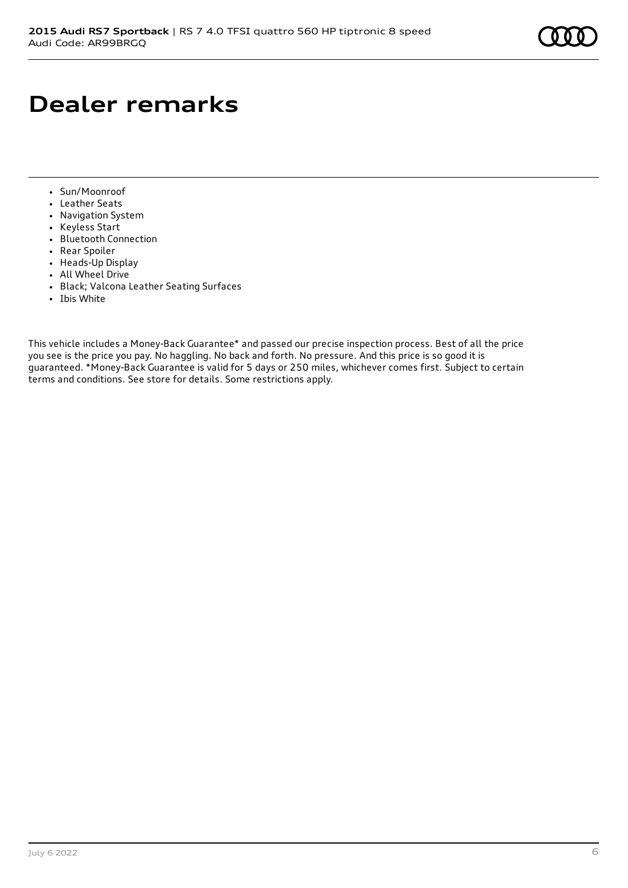# Dealer remarks

- Sun/Moonroof
- Leather Seats
- Navigation System
- Keyless Start
- Bluetooth Connection
- Rear Spoiler
- Heads-Up Display
- All Wheel Drive
- Black; Valcona Leather Seating Surfaces
- Ibis White

This vehicle includes a Money-Back Guarantee* and passed our precise inspection process. Best of all the price you see is the price you pay. No haggling. No back and forth. No pressure. And this price is so good it is guaranteed. *Money-Back Guarantee is valid for 5 days or 250 miles, whichever comes first. Subject to certain terms and conditions. See store for details. Some restrictions apply.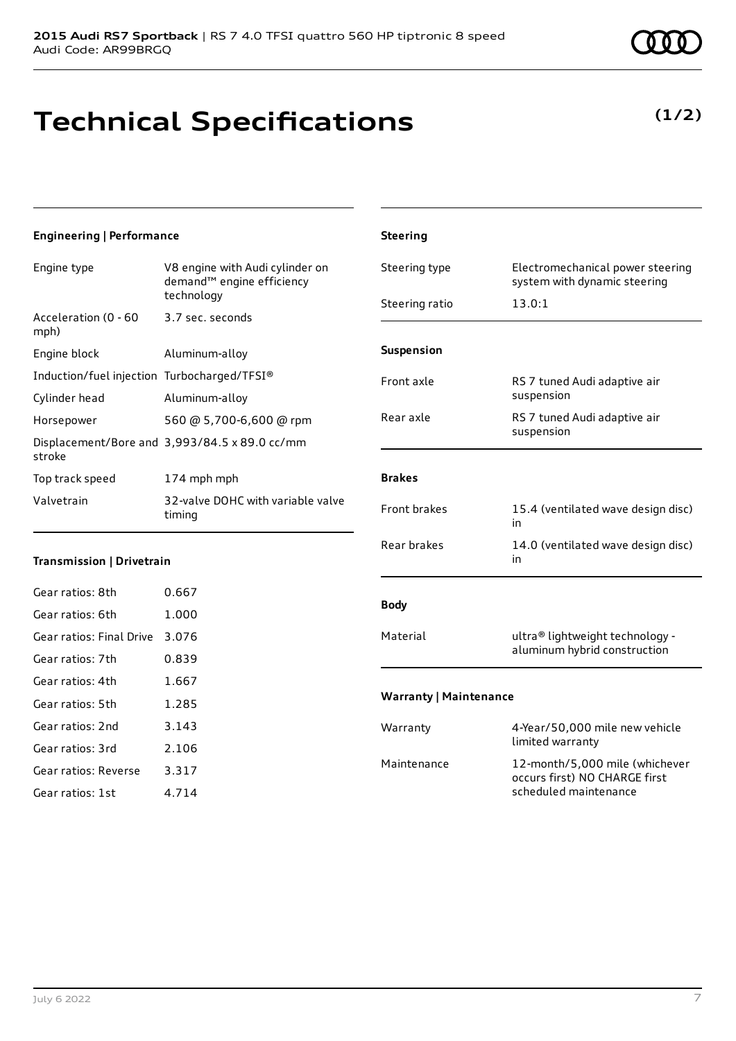# Technical Specifications

**(1/2)**

### Engineering | Performance

| | |
|---|---|
| Engine type | V8 engine with Audi cylinder on demand™ engine efficiency technology |
| Acceleration (0 - 60 mph) | 3.7 sec. seconds |
| Engine block | Aluminum-alloy |
| Induction/fuel injection | Turbocharged/TFSI® |
| Cylinder head | Aluminum-alloy |
| Horsepower | 560 @ 5,700-6,600 @ rpm |
| Displacement/Bore and stroke | 3,993/84.5 x 89.0 cc/mm |
| Top track speed | 174 mph mph |
| Valvetrain | 32-valve DOHC with variable valve timing |

### Transmission | Drivetrain

| | |
|---|---|
| Gear ratios: 8th | 0.667 |
| Gear ratios: 6th | 1.000 |
| Gear ratios: Final Drive | 3.076 |
| Gear ratios: 7th | 0.839 |
| Gear ratios: 4th | 1.667 |
| Gear ratios: 5th | 1.285 |
| Gear ratios: 2nd | 3.143 |
| Gear ratios: 3rd | 2.106 |
| Gear ratios: Reverse | 3.317 |
| Gear ratios: 1st | 4.714 |

### Steering

| | |
|---|---|
| Steering type | Electromechanical power steering system with dynamic steering |
| Steering ratio | 13.0:1 |

### Suspension

| | |
|---|---|
| Front axle | RS 7 tuned Audi adaptive air suspension |
| Rear axle | RS 7 tuned Audi adaptive air suspension |

### Brakes

| | |
|---|---|
| Front brakes | 15.4 (ventilated wave design disc) in |
| Rear brakes | 14.0 (ventilated wave design disc) in |

### Body

| | |
|---|---|
| Material | ultra® lightweight technology - aluminum hybrid construction |

### Warranty | Maintenance

| | |
|---|---|
| Warranty | 4-Year/50,000 mile new vehicle limited warranty |
| Maintenance | 12-month/5,000 mile (whichever occurs first) NO CHARGE first scheduled maintenance |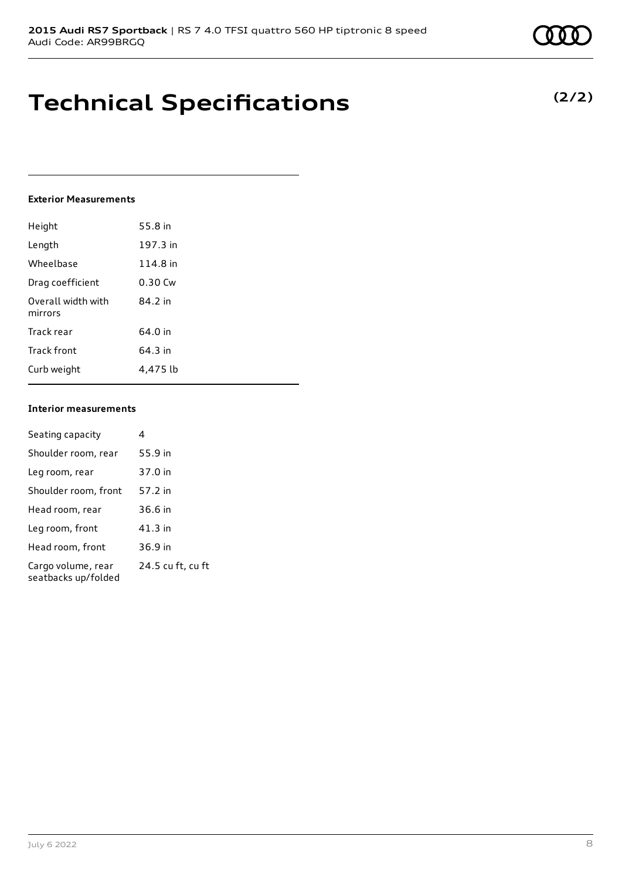# Technical Specifications

**(2/2)**

### Exterior Measurements

| | |
|---|---|
| Height | 55.8 in |
| Length | 197.3 in |
| Wheelbase | 114.8 in |
| Drag coefficient | 0.30 Cw |
| Overall width with mirrors | 84.2 in |
| Track rear | 64.0 in |
| Track front | 64.3 in |
| Curb weight | 4,475 lb |

### Interior measurements

| | |
|---|---|
| Seating capacity | 4 |
| Shoulder room, rear | 55.9 in |
| Leg room, rear | 37.0 in |
| Shoulder room, front | 57.2 in |
| Head room, rear | 36.6 in |
| Leg room, front | 41.3 in |
| Head room, front | 36.9 in |
| Cargo volume, rear seatbacks up/folded | 24.5 cu ft, cu ft |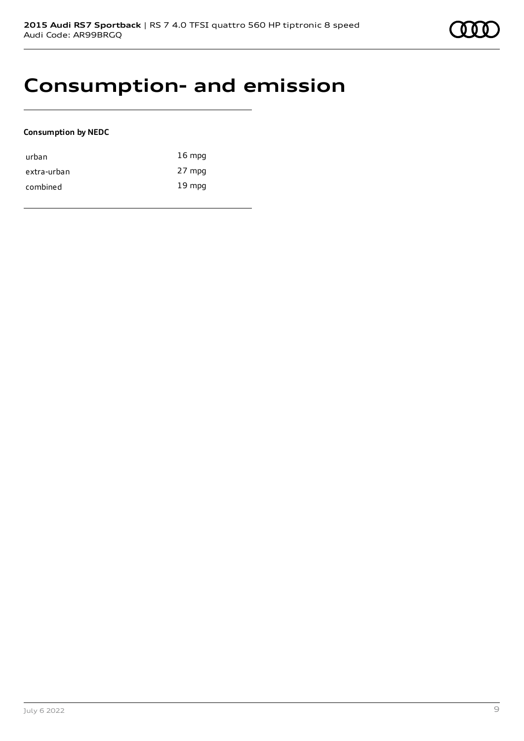# Consumption- and emission

**Consumption by NEDC**

| | |
|---|---|
| urban | 16 mpg |
| extra-urban | 27 mpg |
| combined | 19 mpg |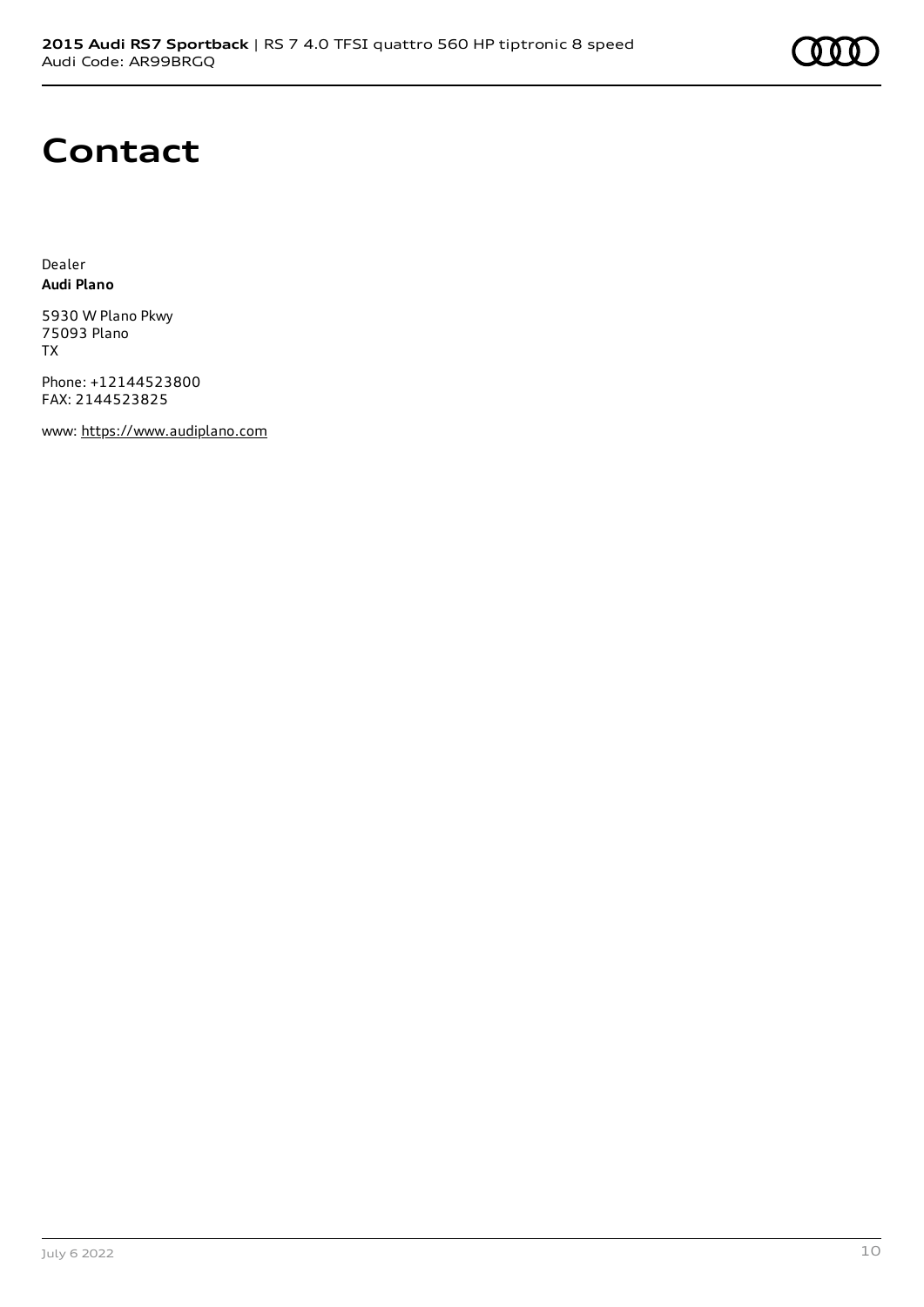# Contact

Dealer
**Audi Plano**

5930 W Plano Pkwy
75093 Plano
TX

Phone: +12144523800
FAX: 2144523825

www: https://www.audiplano.com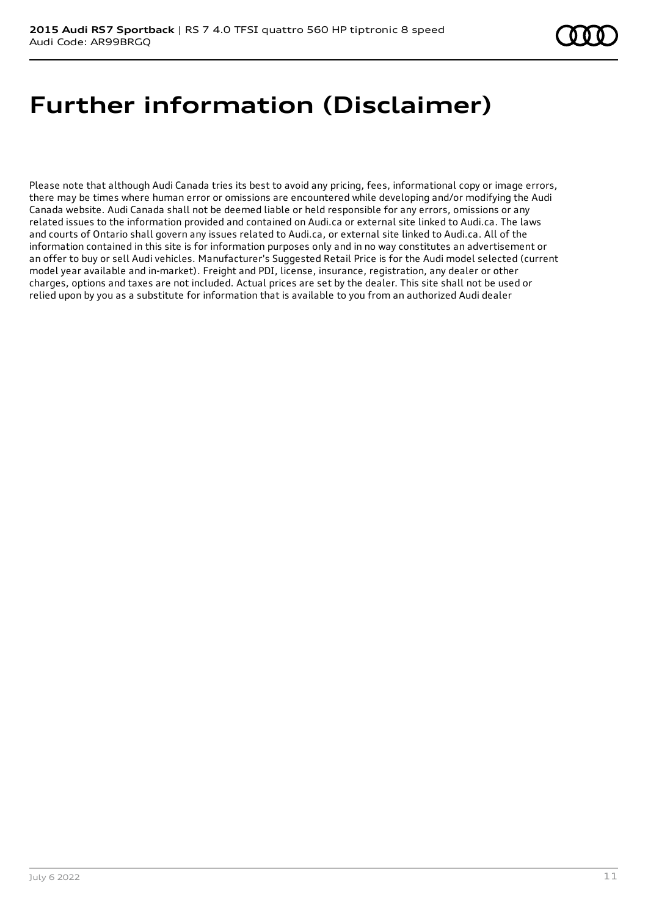# Further information (Disclaimer)

Please note that although Audi Canada tries its best to avoid any pricing, fees, informational copy or image errors, there may be times where human error or omissions are encountered while developing and/or modifying the Audi Canada website. Audi Canada shall not be deemed liable or held responsible for any errors, omissions or any related issues to the information provided and contained on Audi.ca or external site linked to Audi.ca. The laws and courts of Ontario shall govern any issues related to Audi.ca, or external site linked to Audi.ca. All of the information contained in this site is for information purposes only and in no way constitutes an advertisement or an offer to buy or sell Audi vehicles. Manufacturer's Suggested Retail Price is for the Audi model selected (current model year available and in-market). Freight and PDI, license, insurance, registration, any dealer or other charges, options and taxes are not included. Actual prices are set by the dealer. This site shall not be used or relied upon by you as a substitute for information that is available to you from an authorized Audi dealer